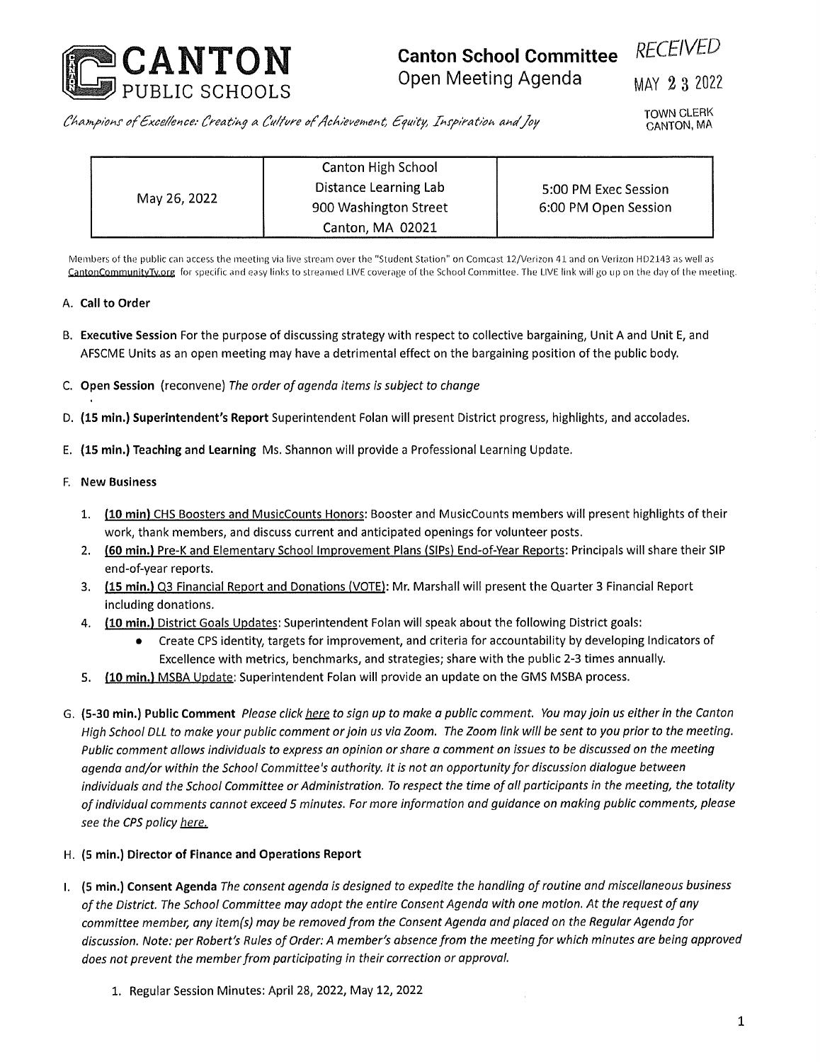# CANTON PUBLIC SCHOOLS

## Canton School Committee
## Open Meeting Agenda

RECEIVED
MAY 23 2022
TOWN CLERK
CANTON, MA

*Champions of Excellence: Creating a Culture of Achievement, Equity, Inspiration and Joy*

| May 26, 2022 | Canton High School<br>Distance Learning Lab<br>900 Washington Street<br>Canton, MA 02021 | 5:00 PM Exec Session<br>6:00 PM Open Session |
|---|---|---|

Members of the public can access the meeting via live stream over the "Student Station" on Comcast 12/Verizon 41 and on Verizon HD2143 as well as CantonCommunityTv.org for specific and easy links to streamed LIVE coverage of the School Committee. The LIVE link will go up on the day of the meeting.

A. **Call to Order**

B. **Executive Session** For the purpose of discussing strategy with respect to collective bargaining, Unit A and Unit E, and AFSCME Units as an open meeting may have a detrimental effect on the bargaining position of the public body.

C. **Open Session** (reconvene) *The order of agenda items is subject to change*

D. **(15 min.) Superintendent's Report** Superintendent Folan will present District progress, highlights, and accolades.

E. **(15 min.) Teaching and Learning** Ms. Shannon will provide a Professional Learning Update.

F. **New Business**

1. (10 min) CHS Boosters and MusicCounts Honors: Booster and MusicCounts members will present highlights of their work, thank members, and discuss current and anticipated openings for volunteer posts.
2. (60 min.) Pre-K and Elementary School Improvement Plans (SIPs) End-of-Year Reports: Principals will share their SIP end-of-year reports.
3. (15 min.) Q3 Financial Report and Donations (VOTE): Mr. Marshall will present the Quarter 3 Financial Report including donations.
4. (10 min.) District Goals Updates: Superintendent Folan will speak about the following District goals:
    - Create CPS identity, targets for improvement, and criteria for accountability by developing Indicators of Excellence with metrics, benchmarks, and strategies; share with the public 2-3 times annually.
5. (10 min.) MSBA Update: Superintendent Folan will provide an update on the GMS MSBA process.

G. **(5-30 min.) Public Comment** *Please click here to sign up to make a public comment. You may join us either in the Canton High School DLL to make your public comment or join us via Zoom. The Zoom link will be sent to you prior to the meeting. Public comment allows individuals to express an opinion or share a comment on issues to be discussed on the meeting agenda and/or within the School Committee's authority. It is not an opportunity for discussion dialogue between individuals and the School Committee or Administration. To respect the time of all participants in the meeting, the totality of individual comments cannot exceed 5 minutes. For more information and guidance on making public comments, please see the CPS policy here.*

H. **(5 min.) Director of Finance and Operations Report**

I. **(5 min.) Consent Agenda** *The consent agenda is designed to expedite the handling of routine and miscellaneous business of the District. The School Committee may adopt the entire Consent Agenda with one motion. At the request of any committee member, any item(s) may be removed from the Consent Agenda and placed on the Regular Agenda for discussion. Note: per Robert's Rules of Order: A member's absence from the meeting for which minutes are being approved does not prevent the member from participating in their correction or approval.*

1. Regular Session Minutes: April 28, 2022, May 12, 2022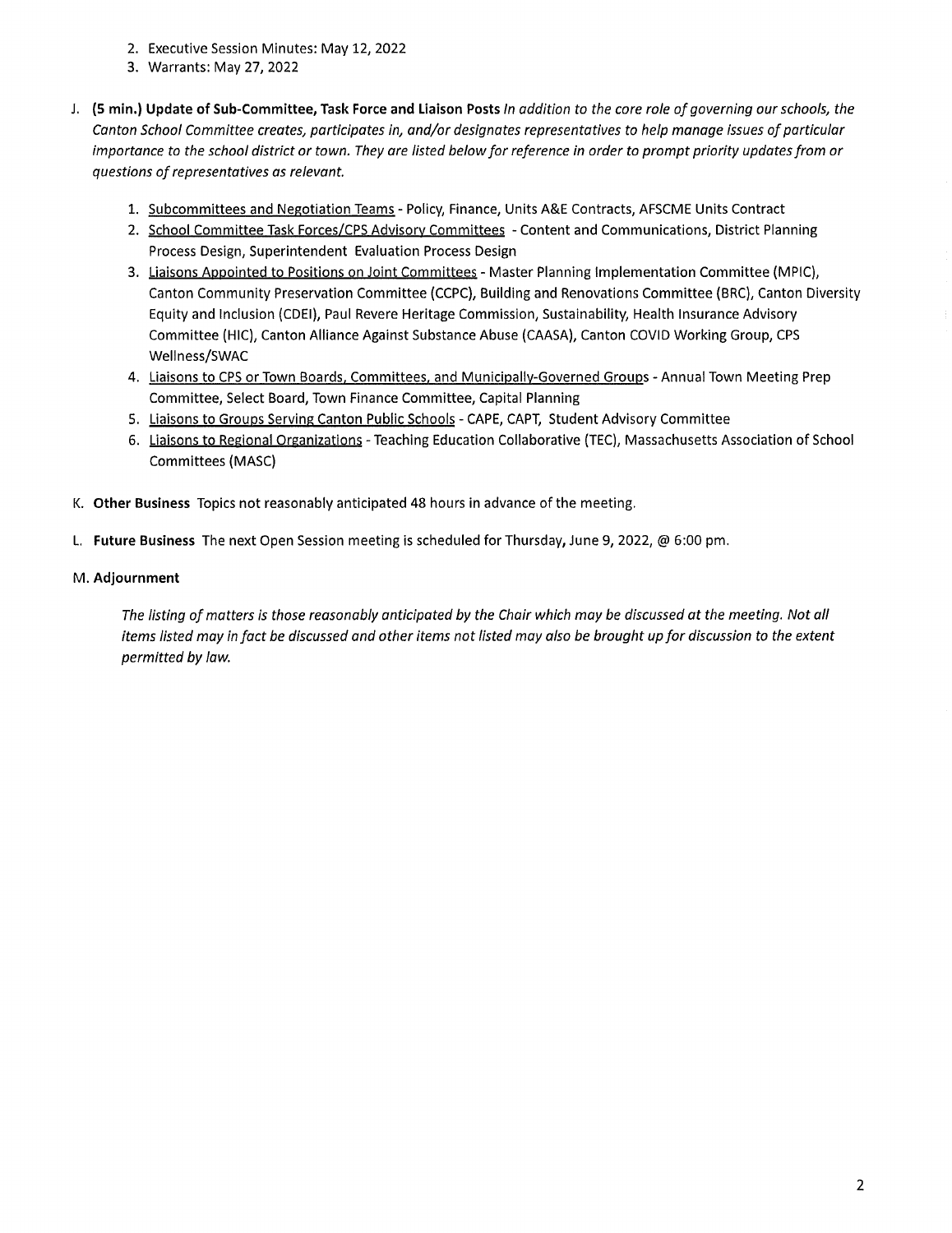2. Executive Session Minutes: May 12, 2022
3. Warrants: May 27, 2022

J. **(5 min.) Update of Sub-Committee, Task Force and Liaison Posts** *In addition to the core role of governing our schools, the Canton School Committee creates, participates in, and/or designates representatives to help manage issues of particular importance to the school district or town. They are listed below for reference in order to prompt priority updates from or questions of representatives as relevant.*

   1. Subcommittees and Negotiation Teams - Policy, Finance, Units A&E Contracts, AFSCME Units Contract
   2. School Committee Task Forces/CPS Advisory Committees - Content and Communications, District Planning Process Design, Superintendent Evaluation Process Design
   3. Liaisons Appointed to Positions on Joint Committees - Master Planning Implementation Committee (MPIC), Canton Community Preservation Committee (CCPC), Building and Renovations Committee (BRC), Canton Diversity Equity and Inclusion (CDEI), Paul Revere Heritage Commission, Sustainability, Health Insurance Advisory Committee (HIC), Canton Alliance Against Substance Abuse (CAASA), Canton COVID Working Group, CPS Wellness/SWAC
   4. Liaisons to CPS or Town Boards, Committees, and Municipally-Governed Groups - Annual Town Meeting Prep Committee, Select Board, Town Finance Committee, Capital Planning
   5. Liaisons to Groups Serving Canton Public Schools - CAPE, CAPT, Student Advisory Committee
   6. Liaisons to Regional Organizations - Teaching Education Collaborative (TEC), Massachusetts Association of School Committees (MASC)

K. **Other Business** Topics not reasonably anticipated 48 hours in advance of the meeting.

L. **Future Business** The next Open Session meeting is scheduled for Thursday, June 9, 2022, @ 6:00 pm.

M. **Adjournment**

*The listing of matters is those reasonably anticipated by the Chair which may be discussed at the meeting. Not all items listed may in fact be discussed and other items not listed may also be brought up for discussion to the extent permitted by law.*